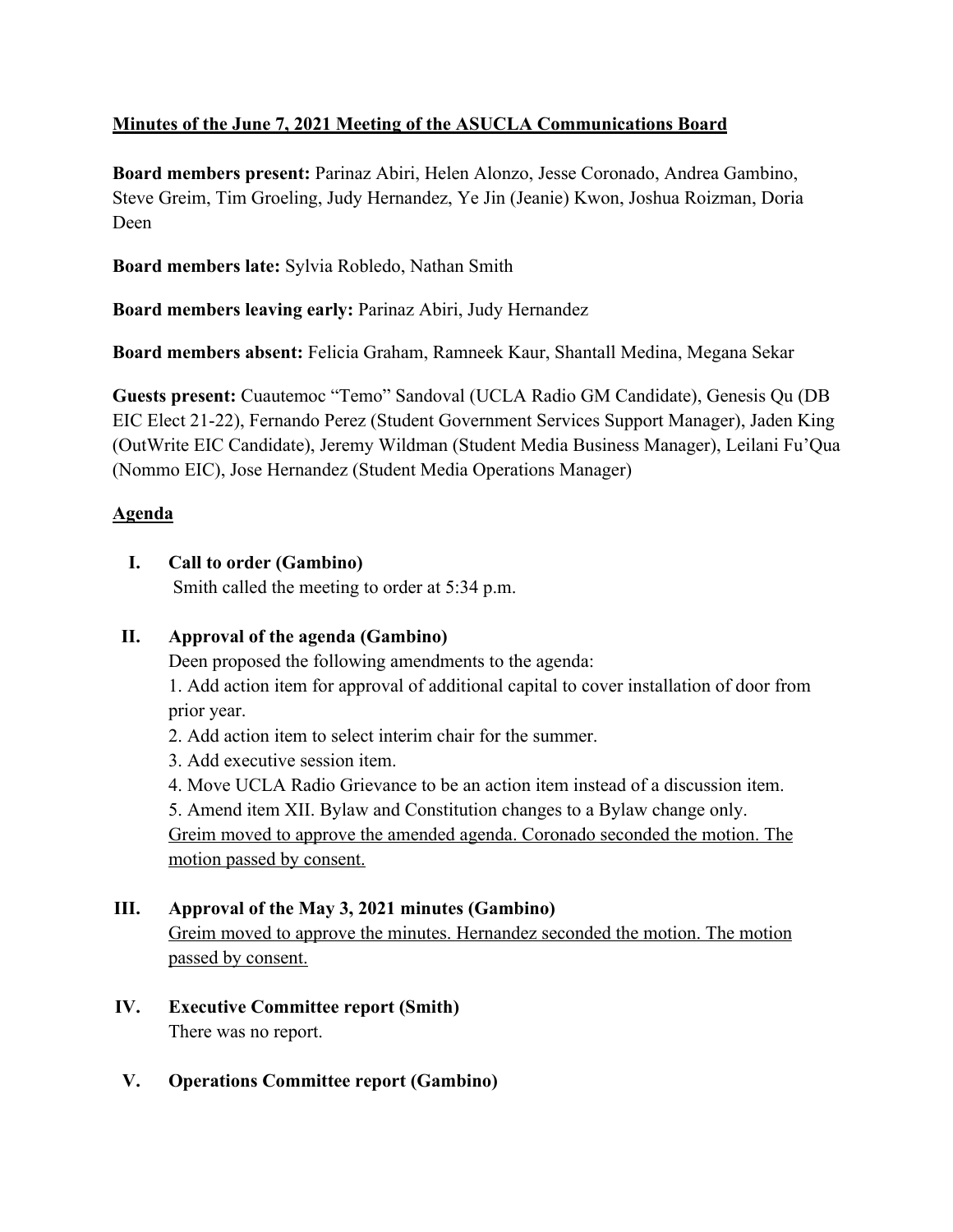**Minutes of the June 7, 2021 Meeting of the ASUCLA Communications Board**

**Board members present:** Parinaz Abiri, Helen Alonzo, Jesse Coronado, Andrea Gambino, Steve Greim, Tim Groeling, Judy Hernandez, Ye Jin (Jeanie) Kwon, Joshua Roizman, Doria Deen

**Board members late:** Sylvia Robledo, Nathan Smith

**Board members leaving early:** Parinaz Abiri, Judy Hernandez

**Board members absent:** Felicia Graham, Ramneek Kaur, Shantall Medina, Megana Sekar

**Guests present:** Cuautemoc "Temo" Sandoval (UCLA Radio GM Candidate), Genesis Qu (DB EIC Elect 21-22), Fernando Perez (Student Government Services Support Manager), Jaden King (OutWrite EIC Candidate), Jeremy Wildman (Student Media Business Manager), Leilani Fu'Qua (Nommo EIC), Jose Hernandez (Student Media Operations Manager)

**Agenda**

I. **Call to order (Gambino)**
Smith called the meeting to order at 5:34 p.m.

II. **Approval of the agenda (Gambino)**
Deen proposed the following amendments to the agenda:
1. Add action item for approval of additional capital to cover installation of door from prior year.
2. Add action item to select interim chair for the summer.
3. Add executive session item.
4. Move UCLA Radio Grievance to be an action item instead of a discussion item.
5. Amend item XII. Bylaw and Constitution changes to a Bylaw change only.
Greim moved to approve the amended agenda. Coronado seconded the motion. The motion passed by consent.

III. **Approval of the May 3, 2021 minutes (Gambino)**
Greim moved to approve the minutes. Hernandez seconded the motion. The motion passed by consent.

IV. **Executive Committee report (Smith)**
There was no report.

V. **Operations Committee report (Gambino)**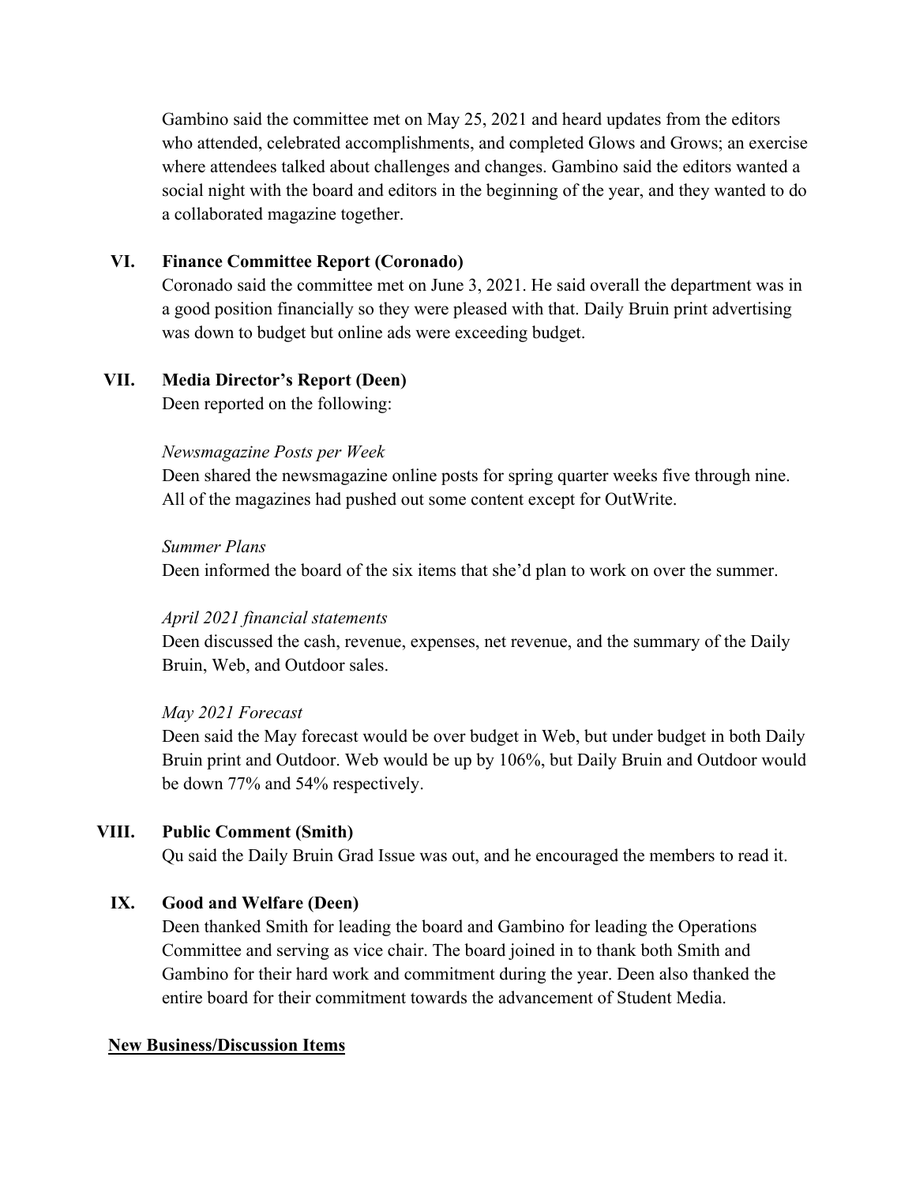Gambino said the committee met on May 25, 2021 and heard updates from the editors who attended, celebrated accomplishments, and completed Glows and Grows; an exercise where attendees talked about challenges and changes. Gambino said the editors wanted a social night with the board and editors in the beginning of the year, and they wanted to do a collaborated magazine together.

### VI. Finance Committee Report (Coronado)

Coronado said the committee met on June 3, 2021. He said overall the department was in a good position financially so they were pleased with that. Daily Bruin print advertising was down to budget but online ads were exceeding budget.

### VII. Media Director's Report (Deen)

Deen reported on the following:

*Newsmagazine Posts per Week*

Deen shared the newsmagazine online posts for spring quarter weeks five through nine. All of the magazines had pushed out some content except for OutWrite.

*Summer Plans*

Deen informed the board of the six items that she'd plan to work on over the summer.

*April 2021 financial statements*

Deen discussed the cash, revenue, expenses, net revenue, and the summary of the Daily Bruin, Web, and Outdoor sales.

*May 2021 Forecast*

Deen said the May forecast would be over budget in Web, but under budget in both Daily Bruin print and Outdoor. Web would be up by 106%, but Daily Bruin and Outdoor would be down 77% and 54% respectively.

### VIII. Public Comment (Smith)

Qu said the Daily Bruin Grad Issue was out, and he encouraged the members to read it.

### IX. Good and Welfare (Deen)

Deen thanked Smith for leading the board and Gambino for leading the Operations Committee and serving as vice chair. The board joined in to thank both Smith and Gambino for their hard work and commitment during the year. Deen also thanked the entire board for their commitment towards the advancement of Student Media.

**New Business/Discussion Items**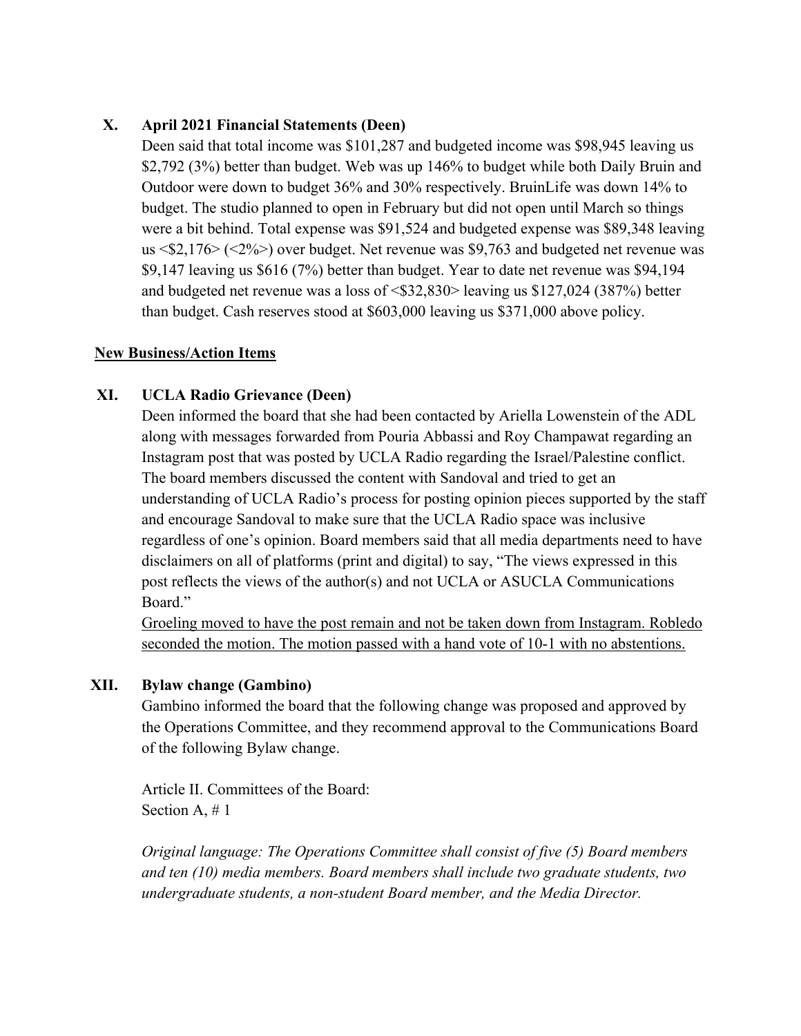## X. April 2021 Financial Statements (Deen)

Deen said that total income was $101,287 and budgeted income was $98,945 leaving us $2,792 (3%) better than budget. Web was up 146% to budget while both Daily Bruin and Outdoor were down to budget 36% and 30% respectively. BruinLife was down 14% to budget. The studio planned to open in February but did not open until March so things were a bit behind. Total expense was $91,524 and budgeted expense was $89,348 leaving us <$2,176> (<2%>) over budget. Net revenue was $9,763 and budgeted net revenue was $9,147 leaving us $616 (7%) better than budget. Year to date net revenue was $94,194 and budgeted net revenue was a loss of <$32,830> leaving us $127,024 (387%) better than budget. Cash reserves stood at $603,000 leaving us $371,000 above policy.

**<u>New Business/Action Items</u>**

## XI. UCLA Radio Grievance (Deen)

Deen informed the board that she had been contacted by Ariella Lowenstein of the ADL along with messages forwarded from Pouria Abbassi and Roy Champawat regarding an Instagram post that was posted by UCLA Radio regarding the Israel/Palestine conflict. The board members discussed the content with Sandoval and tried to get an understanding of UCLA Radio's process for posting opinion pieces supported by the staff and encourage Sandoval to make sure that the UCLA Radio space was inclusive regardless of one's opinion. Board members said that all media departments need to have disclaimers on all of platforms (print and digital) to say, "The views expressed in this post reflects the views of the author(s) and not UCLA or ASUCLA Communications Board."

<u>Groeling moved to have the post remain and not be taken down from Instagram. Robledo seconded the motion. The motion passed with a hand vote of 10-1 with no abstentions.</u>

## XII. Bylaw change (Gambino)

Gambino informed the board that the following change was proposed and approved by the Operations Committee, and they recommend approval to the Communications Board of the following Bylaw change.

Article II. Committees of the Board:
Section A, # 1

*Original language: The Operations Committee shall consist of five (5) Board members and ten (10) media members. Board members shall include two graduate students, two undergraduate students, a non-student Board member, and the Media Director.*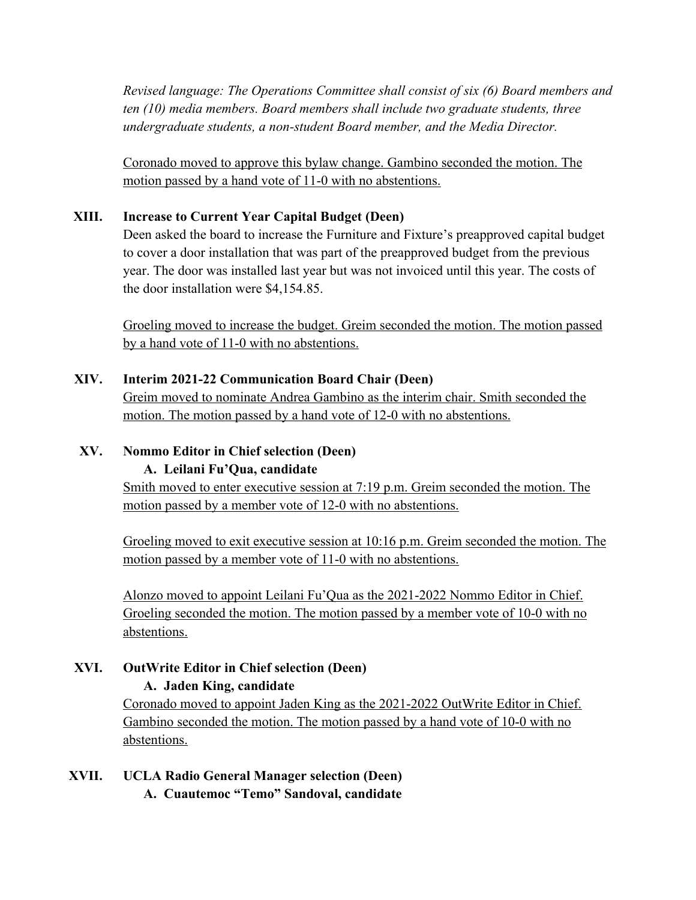*Revised language: The Operations Committee shall consist of six (6) Board members and ten (10) media members. Board members shall include two graduate students, three undergraduate students, a non-student Board member, and the Media Director.*

<u>Coronado moved to approve this bylaw change. Gambino seconded the motion. The motion passed by a hand vote of 11-0 with no abstentions.</u>

## XIII. Increase to Current Year Capital Budget (Deen)

Deen asked the board to increase the Furniture and Fixture's preapproved capital budget to cover a door installation that was part of the preapproved budget from the previous year. The door was installed last year but was not invoiced until this year. The costs of the door installation were $4,154.85.

<u>Groeling moved to increase the budget. Greim seconded the motion. The motion passed by a hand vote of 11-0 with no abstentions.</u>

## XIV. Interim 2021-22 Communication Board Chair (Deen)

<u>Greim moved to nominate Andrea Gambino as the interim chair. Smith seconded the motion. The motion passed by a hand vote of 12-0 with no abstentions.</u>

## XV. Nommo Editor in Chief selection (Deen)

**A. Leilani Fu'Qua, candidate**

<u>Smith moved to enter executive session at 7:19 p.m. Greim seconded the motion. The motion passed by a member vote of 12-0 with no abstentions.</u>

<u>Groeling moved to exit executive session at 10:16 p.m. Greim seconded the motion. The motion passed by a member vote of 11-0 with no abstentions.</u>

<u>Alonzo moved to appoint Leilani Fu'Qua as the 2021-2022 Nommo Editor in Chief. Groeling seconded the motion. The motion passed by a member vote of 10-0 with no abstentions.</u>

## XVI. OutWrite Editor in Chief selection (Deen)

**A. Jaden King, candidate**

<u>Coronado moved to appoint Jaden King as the 2021-2022 OutWrite Editor in Chief. Gambino seconded the motion. The motion passed by a hand vote of 10-0 with no abstentions.</u>

## XVII. UCLA Radio General Manager selection (Deen)

**A. Cuautemoc "Temo" Sandoval, candidate**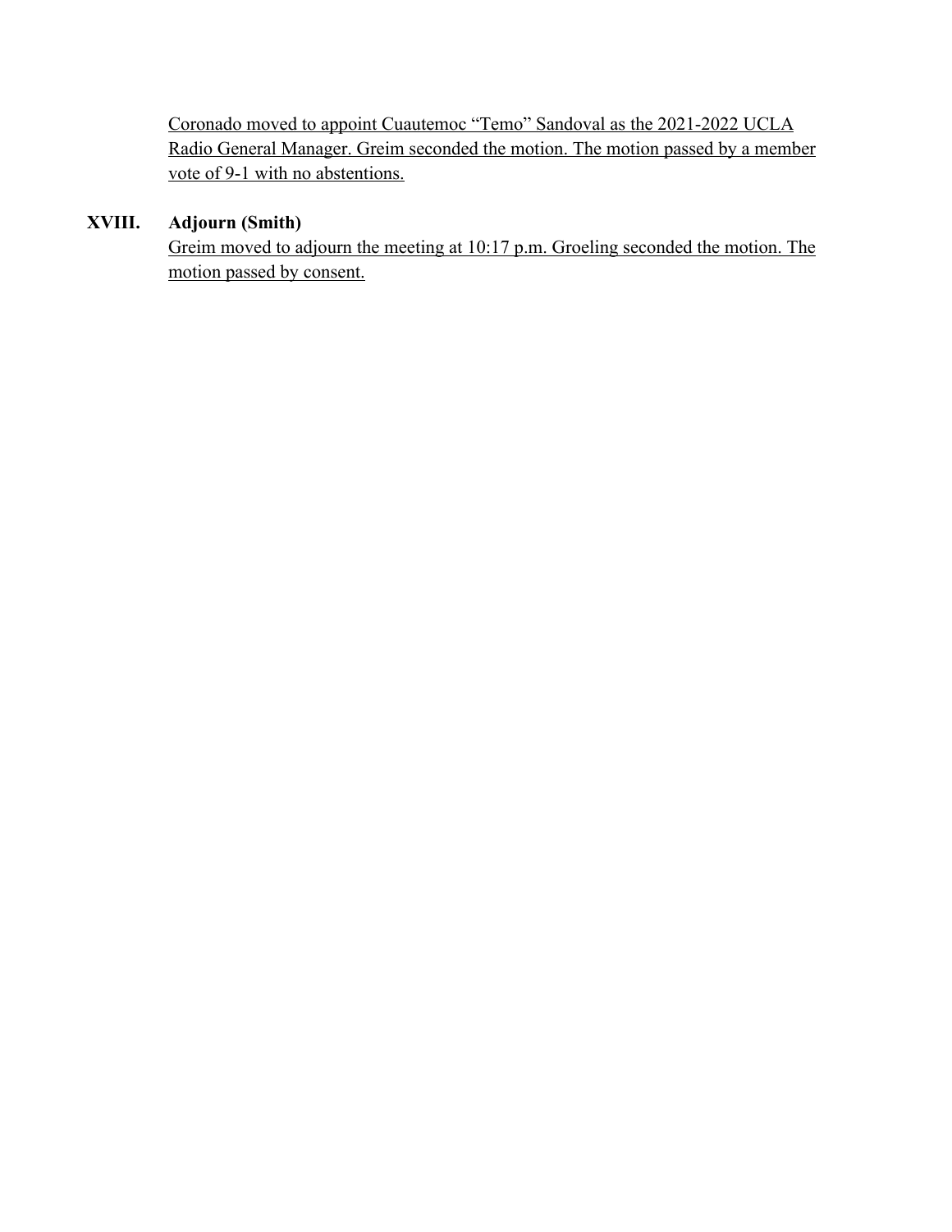<u>Coronado moved to appoint Cuautemoc “Temo” Sandoval as the 2021-2022 UCLA Radio General Manager. Greim seconded the motion. The motion passed by a member vote of 9-1 with no abstentions.</u>

**XVIII. Adjourn (Smith)**

<u>Greim moved to adjourn the meeting at 10:17 p.m. Groeling seconded the motion. The motion passed by consent.</u>